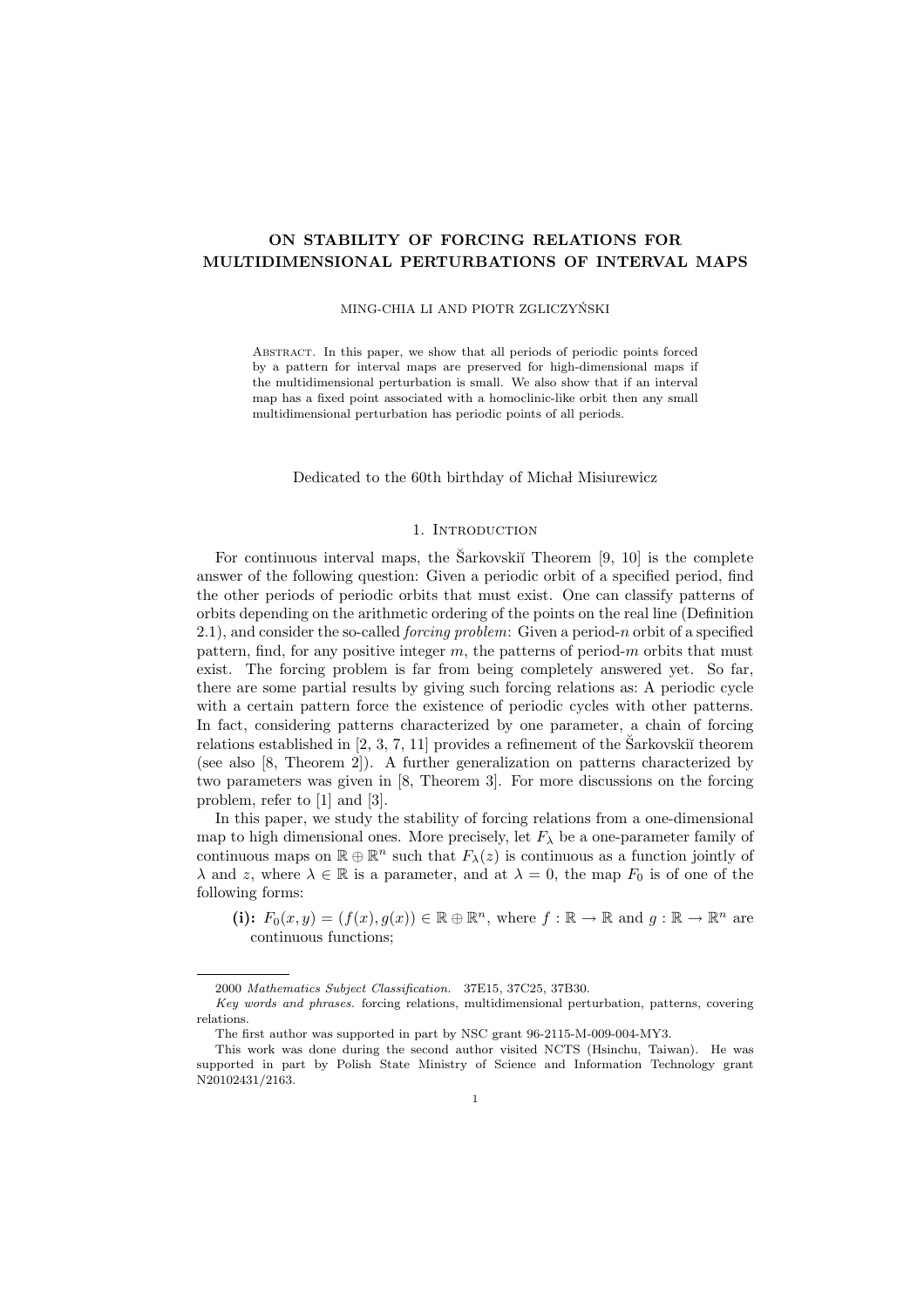# ON STABILITY OF FORCING RELATIONS FOR MULTIDIMENSIONAL PERTURBATIONS OF INTERVAL MAPS

MING-CHIA LI AND PIOTR ZGLICZYŃSKI

Abstract. In this paper, we show that all periods of periodic points forced by a pattern for interval maps are preserved for high-dimensional maps if the multidimensional perturbation is small. We also show that if an interval map has a fixed point associated with a homoclinic-like orbit then any small multidimensional perturbation has periodic points of all periods.

Dedicated to the 60th birthday of Michał Misiurewicz

## 1. Introduction

For continuous interval maps, the Šarkovskiĭ Theorem [9, 10] is the complete answer of the following question: Given a periodic orbit of a specified period, find the other periods of periodic orbits that must exist. One can classify patterns of orbits depending on the arithmetic ordering of the points on the real line (Definition 2.1), and consider the so-called *forcing problem*: Given a period-$n$ orbit of a specified pattern, find, for any positive integer $m$, the patterns of period-$m$ orbits that must exist. The forcing problem is far from being completely answered yet. So far, there are some partial results by giving such forcing relations as: A periodic cycle with a certain pattern force the existence of periodic cycles with other patterns. In fact, considering patterns characterized by one parameter, a chain of forcing relations established in [2, 3, 7, 11] provides a refinement of the Šarkovskiĭ theorem (see also [8, Theorem 2]). A further generalization on patterns characterized by two parameters was given in [8, Theorem 3]. For more discussions on the forcing problem, refer to [1] and [3].

In this paper, we study the stability of forcing relations from a one-dimensional map to high dimensional ones. More precisely, let $F_\lambda$ be a one-parameter family of continuous maps on $\mathbb{R} \oplus \mathbb{R}^n$ such that $F_\lambda(z)$ is continuous as a function jointly of $\lambda$ and $z$, where $\lambda \in \mathbb{R}$ is a parameter, and at $\lambda = 0$, the map $F_0$ is of one of the following forms:

**(i):** $F_0(x, y) = (f(x), g(x)) \in \mathbb{R} \oplus \mathbb{R}^n$, where $f : \mathbb{R} \to \mathbb{R}$ and $g : \mathbb{R} \to \mathbb{R}^n$ are continuous functions;

---

2000 *Mathematics Subject Classification.* 37E15, 37C25, 37B30.

*Key words and phrases.* forcing relations, multidimensional perturbation, patterns, covering relations.

The first author was supported in part by NSC grant 96-2115-M-009-004-MY3.

This work was done during the second author visited NCTS (Hsinchu, Taiwan). He was supported in part by Polish State Ministry of Science and Information Technology grant N20102431/2163.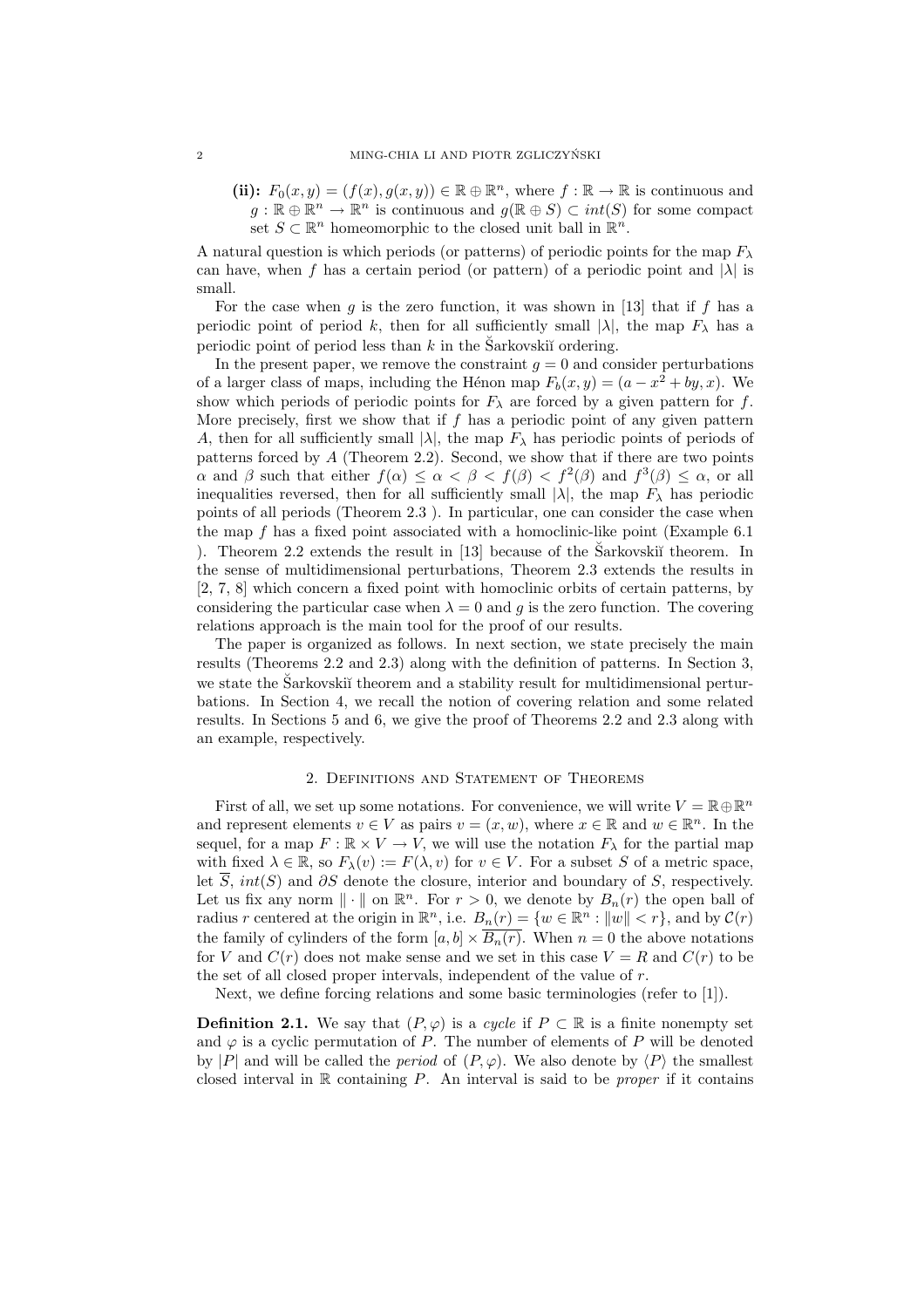**(ii):** $F_0(x, y) = (f(x), g(x, y)) \in \mathbb{R} \oplus \mathbb{R}^n$, where $f : \mathbb{R} \to \mathbb{R}$ is continuous and $g : \mathbb{R} \oplus \mathbb{R}^n \to \mathbb{R}^n$ is continuous and $g(\mathbb{R} \oplus S) \subset int(S)$ for some compact set $S \subset \mathbb{R}^n$ homeomorphic to the closed unit ball in $\mathbb{R}^n$.

A natural question is which periods (or patterns) of periodic points for the map $F_\lambda$ can have, when $f$ has a certain period (or pattern) of a periodic point and $|\lambda|$ is small.

For the case when $g$ is the zero function, it was shown in [13] that if $f$ has a periodic point of period $k$, then for all sufficiently small $|\lambda|$, the map $F_\lambda$ has a periodic point of period less than $k$ in the Šarkovskiĭ ordering.

In the present paper, we remove the constraint $g = 0$ and consider perturbations of a larger class of maps, including the Hénon map $F_b(x, y) = (a - x^2 + by, x)$. We show which periods of periodic points for $F_\lambda$ are forced by a given pattern for $f$. More precisely, first we show that if $f$ has a periodic point of any given pattern $A$, then for all sufficiently small $|\lambda|$, the map $F_\lambda$ has periodic points of periods of patterns forced by $A$ (Theorem 2.2). Second, we show that if there are two points $\alpha$ and $\beta$ such that either $f(\alpha) \le \alpha < \beta < f(\beta) < f^2(\beta)$ and $f^3(\beta) \le \alpha$, or all inequalities reversed, then for all sufficiently small $|\lambda|$, the map $F_\lambda$ has periodic points of all periods (Theorem 2.3 ). In particular, one can consider the case when the map $f$ has a fixed point associated with a homoclinic-like point (Example 6.1 ). Theorem 2.2 extends the result in [13] because of the Šarkovskiĭ theorem. In the sense of multidimensional perturbations, Theorem 2.3 extends the results in [2, 7, 8] which concern a fixed point with homoclinic orbits of certain patterns, by considering the particular case when $\lambda = 0$ and $g$ is the zero function. The covering relations approach is the main tool for the proof of our results.

The paper is organized as follows. In next section, we state precisely the main results (Theorems 2.2 and 2.3) along with the definition of patterns. In Section 3, we state the Šarkovskiĭ theorem and a stability result for multidimensional perturbations. In Section 4, we recall the notion of covering relation and some related results. In Sections 5 and 6, we give the proof of Theorems 2.2 and 2.3 along with an example, respectively.

## 2. Definitions and Statement of Theorems

First of all, we set up some notations. For convenience, we will write $V = \mathbb{R} \oplus \mathbb{R}^n$ and represent elements $v \in V$ as pairs $v = (x, w)$, where $x \in \mathbb{R}$ and $w \in \mathbb{R}^n$. In the sequel, for a map $F : \mathbb{R} \times V \to V$, we will use the notation $F_\lambda$ for the partial map with fixed $\lambda \in \mathbb{R}$, so $F_\lambda(v) := F(\lambda, v)$ for $v \in V$. For a subset $S$ of a metric space, let $\overline{S}$, $int(S)$ and $\partial S$ denote the closure, interior and boundary of $S$, respectively. Let us fix any norm $\| \cdot \|$ on $\mathbb{R}^n$. For $r > 0$, we denote by $B_n(r)$ the open ball of radius $r$ centered at the origin in $\mathbb{R}^n$, i.e. $B_n(r) = \{w \in \mathbb{R}^n : \|w\| < r\}$, and by $\mathcal{C}(r)$ the family of cylinders of the form $[a, b] \times \overline{B_n(r)}$. When $n = 0$ the above notations for $V$ and $C(r)$ does not make sense and we set in this case $V = R$ and $C(r)$ to be the set of all closed proper intervals, independent of the value of $r$.

Next, we define forcing relations and some basic terminologies (refer to [1]).

**Definition 2.1.** We say that $(P, \varphi)$ is a *cycle* if $P \subset \mathbb{R}$ is a finite nonempty set and $\varphi$ is a cyclic permutation of $P$. The number of elements of $P$ will be denoted by $|P|$ and will be called the *period* of $(P, \varphi)$. We also denote by $\langle P \rangle$ the smallest closed interval in $\mathbb{R}$ containing $P$. An interval is said to be *proper* if it contains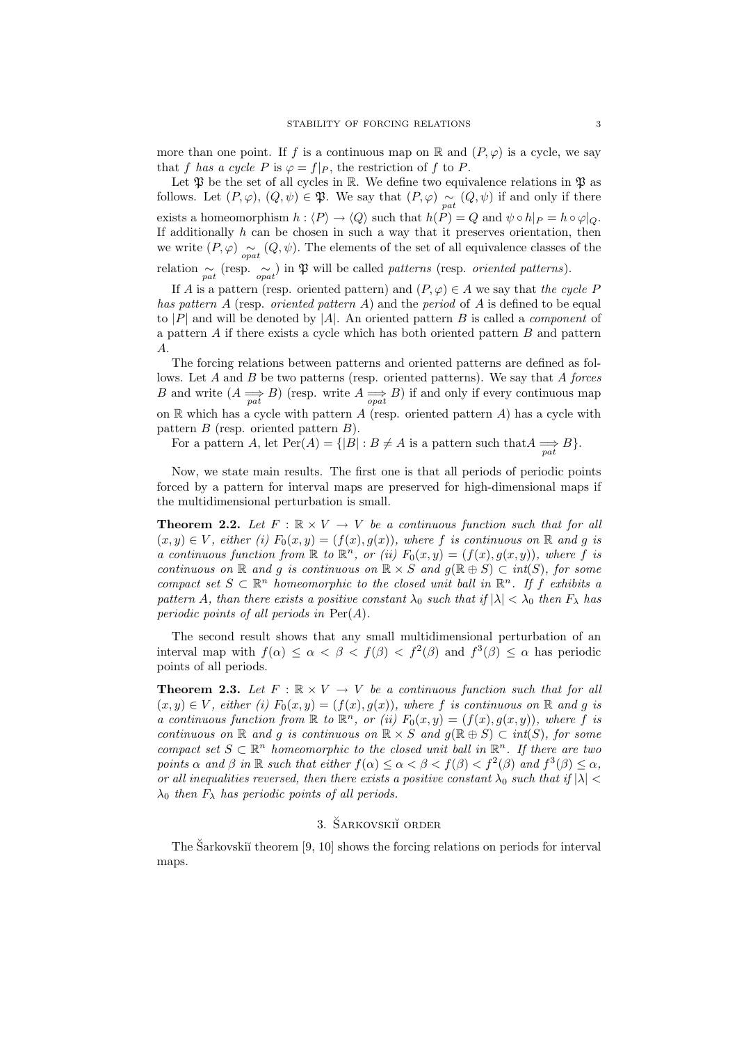more than one point. If $f$ is a continuous map on $\mathbb{R}$ and $(P, \varphi)$ is a cycle, we say that $f$ *has a cycle* $P$ is $\varphi = f|_P$, the restriction of $f$ to $P$.

Let $\mathfrak{P}$ be the set of all cycles in $\mathbb{R}$. We define two equivalence relations in $\mathfrak{P}$ as follows. Let $(P, \varphi)$, $(Q, \psi) \in \mathfrak{P}$. We say that $(P, \varphi) \underset{pat}{\sim} (Q, \psi)$ if and only if there exists a homeomorphism $h : \langle P \rangle \to \langle Q \rangle$ such that $h(P) = Q$ and $\psi \circ h|_P = h \circ \varphi|_Q$. If additionally $h$ can be chosen in such a way that it preserves orientation, then we write $(P, \varphi) \underset{opat}{\sim} (Q, \psi)$. The elements of the set of all equivalence classes of the relation $\underset{pat}{\sim}$ (resp. $\underset{opat}{\sim}$) in $\mathfrak{P}$ will be called *patterns* (resp. *oriented patterns*).

If $A$ is a pattern (resp. oriented pattern) and $(P, \varphi) \in A$ we say that *the cycle $P$ has pattern $A$* (resp. *oriented pattern $A$*) and the *period* of $A$ is defined to be equal to $|P|$ and will be denoted by $|A|$. An oriented pattern $B$ is called a *component* of a pattern $A$ if there exists a cycle which has both oriented pattern $B$ and pattern $A$.

The forcing relations between patterns and oriented patterns are defined as follows. Let $A$ and $B$ be two patterns (resp. oriented patterns). We say that $A$ *forces* $B$ and write $(A \underset{pat}{\Longrightarrow} B)$ (resp. write $A \underset{opat}{\Longrightarrow} B$) if and only if every continuous map on $\mathbb{R}$ which has a cycle with pattern $A$ (resp. oriented pattern $A$) has a cycle with pattern $B$ (resp. oriented pattern $B$).

For a pattern $A$, let $\mathrm{Per}(A) = \{|B| : B \neq A \text{ is a pattern such that} A \underset{pat}{\Longrightarrow} B\}$.

Now, we state main results. The first one is that all periods of periodic points forced by a pattern for interval maps are preserved for high-dimensional maps if the multidimensional perturbation is small.

**Theorem 2.2.** *Let $F : \mathbb{R} \times V \to V$ be a continuous function such that for all $(x, y) \in V$, either (i) $F_0(x, y) = (f(x), g(x))$, where $f$ is continuous on $\mathbb{R}$ and $g$ is a continuous function from $\mathbb{R}$ to $\mathbb{R}^n$, or (ii) $F_0(x, y) = (f(x), g(x, y))$, where $f$ is continuous on $\mathbb{R}$ and $g$ is continuous on $\mathbb{R} \times S$ and $g(\mathbb{R} \oplus S) \subset int(S)$, for some compact set $S \subset \mathbb{R}^n$ homeomorphic to the closed unit ball in $\mathbb{R}^n$. If $f$ exhibits a pattern $A$, than there exists a positive constant $\lambda_0$ such that if $|\lambda| < \lambda_0$ then $F_\lambda$ has periodic points of all periods in* $\mathrm{Per}(A)$.

The second result shows that any small multidimensional perturbation of an interval map with $f(\alpha) \leq \alpha < \beta < f(\beta) < f^2(\beta)$ and $f^3(\beta) \leq \alpha$ has periodic points of all periods.

**Theorem 2.3.** *Let $F : \mathbb{R} \times V \to V$ be a continuous function such that for all $(x, y) \in V$, either (i) $F_0(x, y) = (f(x), g(x))$, where $f$ is continuous on $\mathbb{R}$ and $g$ is a continuous function from $\mathbb{R}$ to $\mathbb{R}^n$, or (ii) $F_0(x, y) = (f(x), g(x, y))$, where $f$ is continuous on $\mathbb{R}$ and $g$ is continuous on $\mathbb{R} \times S$ and $g(\mathbb{R} \oplus S) \subset int(S)$, for some compact set $S \subset \mathbb{R}^n$ homeomorphic to the closed unit ball in $\mathbb{R}^n$. If there are two points $\alpha$ and $\beta$ in $\mathbb{R}$ such that either $f(\alpha) \leq \alpha < \beta < f(\beta) < f^2(\beta)$ and $f^3(\beta) \leq \alpha$, or all inequalities reversed, then there exists a positive constant $\lambda_0$ such that if $|\lambda| < \lambda_0$ then $F_\lambda$ has periodic points of all periods.*

## 3. Šarkovskiĭ order

The Šarkovskiĭ theorem [9, 10] shows the forcing relations on periods for interval maps.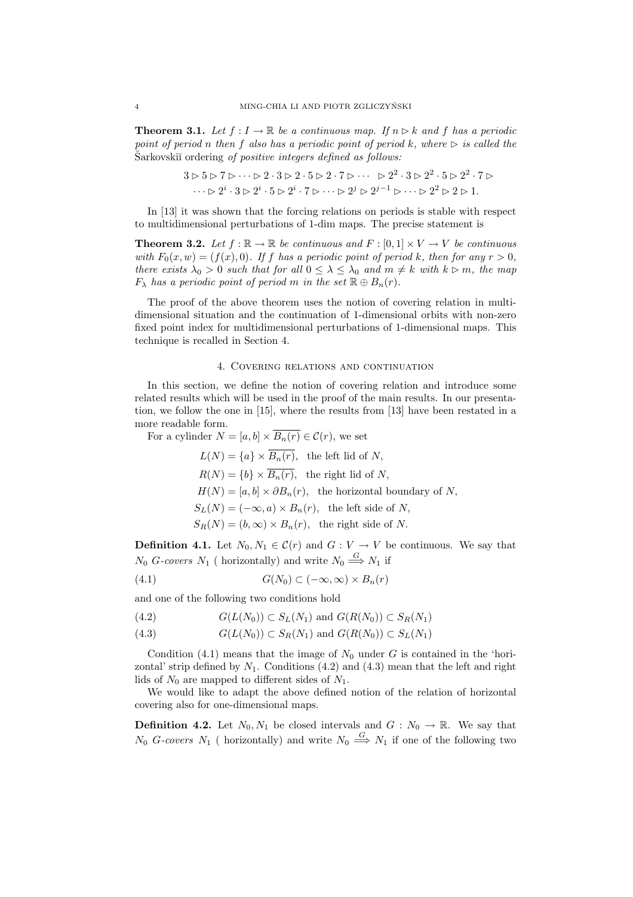**Theorem 3.1.** *Let $f : I \to \mathbb{R}$ be a continuous map. If $n \rhd k$ and $f$ has a periodic point of period $n$ then $f$ also has a periodic point of period $k$, where $\rhd$ is called the* Šarkovskiĭ ordering *of positive integers defined as follows:*

$$3 \rhd 5 \rhd 7 \rhd \cdots \rhd 2 \cdot 3 \rhd 2 \cdot 5 \rhd 2 \cdot 7 \rhd \cdots \quad \rhd 2^2 \cdot 3 \rhd 2^2 \cdot 5 \rhd 2^2 \cdot 7 \rhd$$
$$\cdots \rhd 2^i \cdot 3 \rhd 2^i \cdot 5 \rhd 2^i \cdot 7 \rhd \cdots \rhd 2^j \rhd 2^{j-1} \rhd \cdots \rhd 2^2 \rhd 2 \rhd 1.$$

In [13] it was shown that the forcing relations on periods is stable with respect to multidimensional perturbations of 1-dim maps. The precise statement is

**Theorem 3.2.** *Let $f : \mathbb{R} \to \mathbb{R}$ be continuous and $F : [0, 1] \times V \to V$ be continuous with $F_0(x, w) = (f(x), 0)$. If $f$ has a periodic point of period $k$, then for any $r > 0$, there exists $\lambda_0 > 0$ such that for all $0 \leq \lambda \leq \lambda_0$ and $m \neq k$ with $k \rhd m$, the map $F_\lambda$ has a periodic point of period $m$ in the set $\mathbb{R} \oplus B_n(r)$.*

The proof of the above theorem uses the notion of covering relation in multidimensional situation and the continuation of 1-dimensional orbits with non-zero fixed point index for multidimensional perturbations of 1-dimensional maps. This technique is recalled in Section 4.

## 4. Covering relations and continuation

In this section, we define the notion of covering relation and introduce some related results which will be used in the proof of the main results. In our presentation, we follow the one in [15], where the results from [13] have been restated in a more readable form.

For a cylinder $N = [a, b] \times \overline{B_n(r)} \in \mathcal{C}(r)$, we set

$$L(N) = \{a\} \times \overline{B_n(r)}, \quad \text{the left lid of } N,$$
$$R(N) = \{b\} \times \overline{B_n(r)}, \quad \text{the right lid of } N,$$
$$H(N) = [a, b] \times \partial B_n(r), \quad \text{the horizontal boundary of } N,$$
$$S_L(N) = (-\infty, a) \times B_n(r), \quad \text{the left side of } N,$$
$$S_R(N) = (b, \infty) \times B_n(r), \quad \text{the right side of } N.$$

**Definition 4.1.** Let $N_0, N_1 \in \mathcal{C}(r)$ and $G : V \to V$ be continuous. We say that $N_0$ *$G$-covers* $N_1$ ( horizontally) and write $N_0 \stackrel{G}{\Longrightarrow} N_1$ if

$$G(N_0) \subset (-\infty, \infty) \times B_n(r) \tag{4.1}$$

and one of the following two conditions hold

$$G(L(N_0)) \subset S_L(N_1) \text{ and } G(R(N_0)) \subset S_R(N_1) \tag{4.2}$$

$$G(L(N_0)) \subset S_R(N_1) \text{ and } G(R(N_0)) \subset S_L(N_1) \tag{4.3}$$

Condition (4.1) means that the image of $N_0$ under $G$ is contained in the 'horizontal' strip defined by $N_1$. Conditions (4.2) and (4.3) mean that the left and right lids of $N_0$ are mapped to different sides of $N_1$.

We would like to adapt the above defined notion of the relation of horizontal covering also for one-dimensional maps.

**Definition 4.2.** Let $N_0, N_1$ be closed intervals and $G : N_0 \to \mathbb{R}$. We say that $N_0$ *$G$-covers* $N_1$ ( horizontally) and write $N_0 \stackrel{G}{\Longrightarrow} N_1$ if one of the following two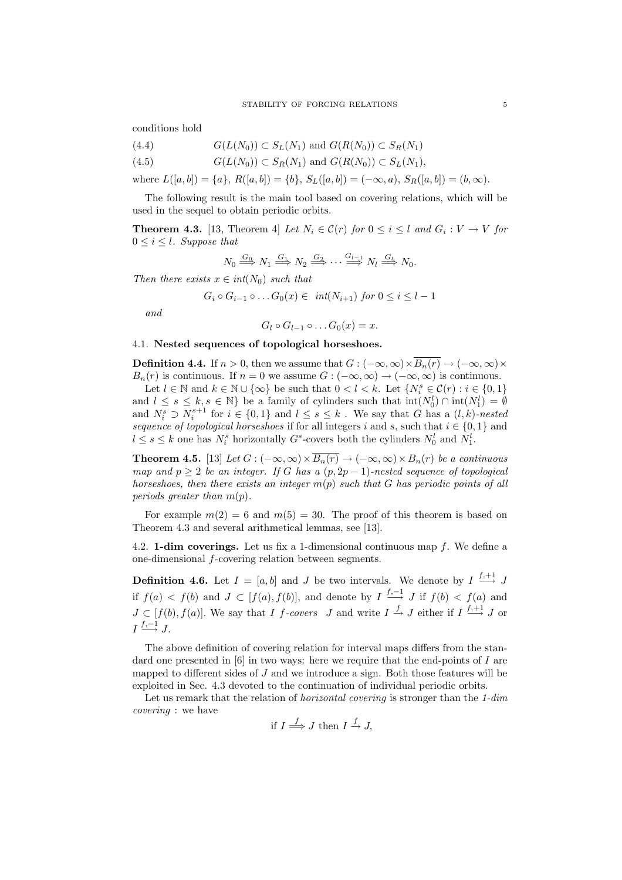conditions hold

$$G(L(N_0)) \subset S_L(N_1) \text{ and } G(R(N_0)) \subset S_R(N_1) \tag{4.4}$$

$$G(L(N_0)) \subset S_R(N_1) \text{ and } G(R(N_0)) \subset S_L(N_1), \tag{4.5}$$

where $L([a,b]) = \{a\}$, $R([a,b]) = \{b\}$, $S_L([a,b]) = (-\infty, a)$, $S_R([a,b]) = (b, \infty)$.

The following result is the main tool based on covering relations, which will be used in the sequel to obtain periodic orbits.

**Theorem 4.3.** [13, Theorem 4] *Let $N_i \in \mathcal{C}(r)$ for $0 \le i \le l$ and $G_i : V \to V$ for $0 \le i \le l$. Suppose that*

$$N_0 \overset{G_0}{\Longrightarrow} N_1 \overset{G_1}{\Longrightarrow} N_2 \overset{G_2}{\Longrightarrow} \cdots \overset{G_{l-1}}{\Longrightarrow} N_l \overset{G_l}{\Longrightarrow} N_0.$$

*Then there exists $x \in int(N_0)$ such that*

$$G_i \circ G_{i-1} \circ \ldots G_0(x) \in \; int(N_{i+1}) \text{ for } 0 \le i \le l-1$$

*and*

$$G_l \circ G_{l-1} \circ \ldots G_0(x) = x.$$

### 4.1. Nested sequences of topological horseshoes.

**Definition 4.4.** If $n > 0$, then we assume that $G : (-\infty, \infty) \times \overline{B_n(r)} \to (-\infty, \infty) \times B_n(r)$ is continuous. If $n = 0$ we assume $G : (-\infty, \infty) \to (-\infty, \infty)$ is continuous.

Let $l \in \mathbb{N}$ and $k \in \mathbb{N} \cup \{\infty\}$ be such that $0 < l < k$. Let $\{N_i^s \in \mathcal{C}(r) : i \in \{0,1\}$ and $l \le s \le k, s \in \mathbb{N}\}$ be a family of cylinders such that $\text{int}(N_0^l) \cap \text{int}(N_1^l) = \emptyset$ and $N_i^s \supset N_i^{s+1}$ for $i \in \{0,1\}$ and $l \le s \le k$. We say that $G$ has a $(l,k)$-*nested sequence of topological horseshoes* if for all integers $i$ and $s$, such that $i \in \{0,1\}$ and $l \le s \le k$ one has $N_i^s$ horizontally $G^s$-covers both the cylinders $N_0^l$ and $N_1^l$.

**Theorem 4.5.** [13] *Let $G : (-\infty, \infty) \times \overline{B_n(r)} \to (-\infty, \infty) \times B_n(r)$ be a continuous map and $p \ge 2$ be an integer. If $G$ has a $(p, 2p-1)$-nested sequence of topological horseshoes, then there exists an integer $m(p)$ such that $G$ has periodic points of all periods greater than $m(p)$.*

For example $m(2) = 6$ and $m(5) = 30$. The proof of this theorem is based on Theorem 4.3 and several arithmetical lemmas, see [13].

### 4.2. 1-dim coverings.

Let us fix a 1-dimensional continuous map $f$. We define a one-dimensional $f$-covering relation between segments.

**Definition 4.6.** Let $I = [a,b]$ and $J$ be two intervals. We denote by $I \overset{f,+1}{\longrightarrow} J$ if $f(a) < f(b)$ and $J \subset [f(a), f(b)]$, and denote by $I \overset{f,-1}{\longrightarrow} J$ if $f(b) < f(a)$ and $J \subset [f(b), f(a)]$. We say that $I$ *$f$-covers* $J$ and write $I \overset{f}{\to} J$ either if $I \overset{f,+1}{\longrightarrow} J$ or $I \overset{f,-1}{\longrightarrow} J$.

The above definition of covering relation for interval maps differs from the standard one presented in [6] in two ways: here we require that the end-points of $I$ are mapped to different sides of $J$ and we introduce a sign. Both those features will be exploited in Sec. 4.3 devoted to the continuation of individual periodic orbits.

Let us remark that the relation of *horizontal covering* is stronger than the *1-dim covering* : we have

$$\text{if } I \overset{f}{\Longrightarrow} J \text{ then } I \overset{f}{\to} J,$$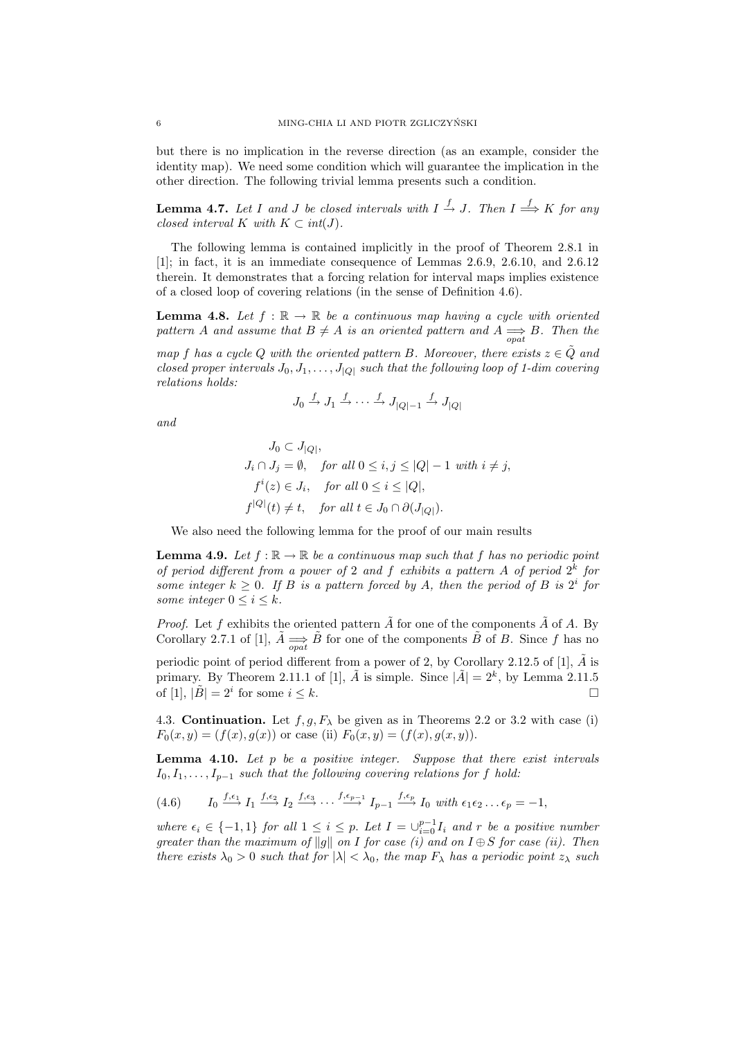but there is no implication in the reverse direction (as an example, consider the identity map). We need some condition which will guarantee the implication in the other direction. The following trivial lemma presents such a condition.

**Lemma 4.7.** *Let $I$ and $J$ be closed intervals with $I \overset{f}{\to} J$. Then $I \overset{f}{\Longrightarrow} K$ for any closed interval $K$ with $K \subset int(J)$.*

The following lemma is contained implicitly in the proof of Theorem 2.8.1 in [1]; in fact, it is an immediate consequence of Lemmas 2.6.9, 2.6.10, and 2.6.12 therein. It demonstrates that a forcing relation for interval maps implies existence of a closed loop of covering relations (in the sense of Definition 4.6).

**Lemma 4.8.** *Let $f : \mathbb{R} \to \mathbb{R}$ be a continuous map having a cycle with oriented pattern $A$ and assume that $B \neq A$ is an oriented pattern and $A \underset{opat}{\Longrightarrow} B$. Then the map $f$ has a cycle $Q$ with the oriented pattern $B$. Moreover, there exists $z \in \tilde{Q}$ and closed proper intervals $J_0, J_1, \dots, J_{|Q|}$ such that the following loop of 1-dim covering relations holds:*

$$J_0 \overset{f}{\to} J_1 \overset{f}{\to} \cdots \overset{f}{\to} J_{|Q|-1} \overset{f}{\to} J_{|Q|}$$

*and*

$$\begin{aligned}
&J_0 \subset J_{|Q|}, \\
&J_i \cap J_j = \emptyset, \quad \text{for all } 0 \leq i, j \leq |Q| - 1 \text{ with } i \neq j, \\
&f^i(z) \in J_i, \quad \text{for all } 0 \leq i \leq |Q|, \\
&f^{|Q|}(t) \neq t, \quad \text{for all } t \in J_0 \cap \partial(J_{|Q|}).
\end{aligned}$$

We also need the following lemma for the proof of our main results

**Lemma 4.9.** *Let $f : \mathbb{R} \to \mathbb{R}$ be a continuous map such that $f$ has no periodic point of period different from a power of 2 and $f$ exhibits a pattern $A$ of period $2^k$ for some integer $k \geq 0$. If $B$ is a pattern forced by $A$, then the period of $B$ is $2^i$ for some integer $0 \leq i \leq k$.*

*Proof.* Let $f$ exhibits the oriented pattern $\tilde{A}$ for one of the components $\tilde{A}$ of $A$. By Corollary 2.7.1 of [1], $\tilde{A} \underset{opat}{\Longrightarrow} \tilde{B}$ for one of the components $\tilde{B}$ of $B$. Since $f$ has no periodic point of period different from a power of 2, by Corollary 2.12.5 of [1], $\tilde{A}$ is primary. By Theorem 2.11.1 of [1], $\tilde{A}$ is simple. Since $|\tilde{A}| = 2^k$, by Lemma 2.11.5 of [1], $|\tilde{B}| = 2^i$ for some $i \leq k$. □

4.3. **Continuation.** Let $f, g, F_\lambda$ be given as in Theorems 2.2 or 3.2 with case (i) $F_0(x, y) = (f(x), g(x))$ or case (ii) $F_0(x, y) = (f(x), g(x, y))$.

**Lemma 4.10.** *Let $p$ be a positive integer. Suppose that there exist intervals $I_0, I_1, \dots, I_{p-1}$ such that the following covering relations for $f$ hold:*

$$I_0 \overset{f,\epsilon_1}{\longrightarrow} I_1 \overset{f,\epsilon_2}{\longrightarrow} I_2 \overset{f,\epsilon_3}{\longrightarrow} \cdots \overset{f,\epsilon_{p-1}}{\longrightarrow} I_{p-1} \overset{f,\epsilon_p}{\longrightarrow} I_0 \text{ with } \epsilon_1\epsilon_2 \dots \epsilon_p = -1, \tag{4.6}$$

*where $\epsilon_i \in \{-1, 1\}$ for all $1 \leq i \leq p$. Let $I = \cup_{i=0}^{p-1} I_i$ and $r$ be a positive number greater than the maximum of $\|g\|$ on $I$ for case (i) and on $I \oplus S$ for case (ii). Then there exists $\lambda_0 > 0$ such that for $|\lambda| < \lambda_0$, the map $F_\lambda$ has a periodic point $z_\lambda$ such*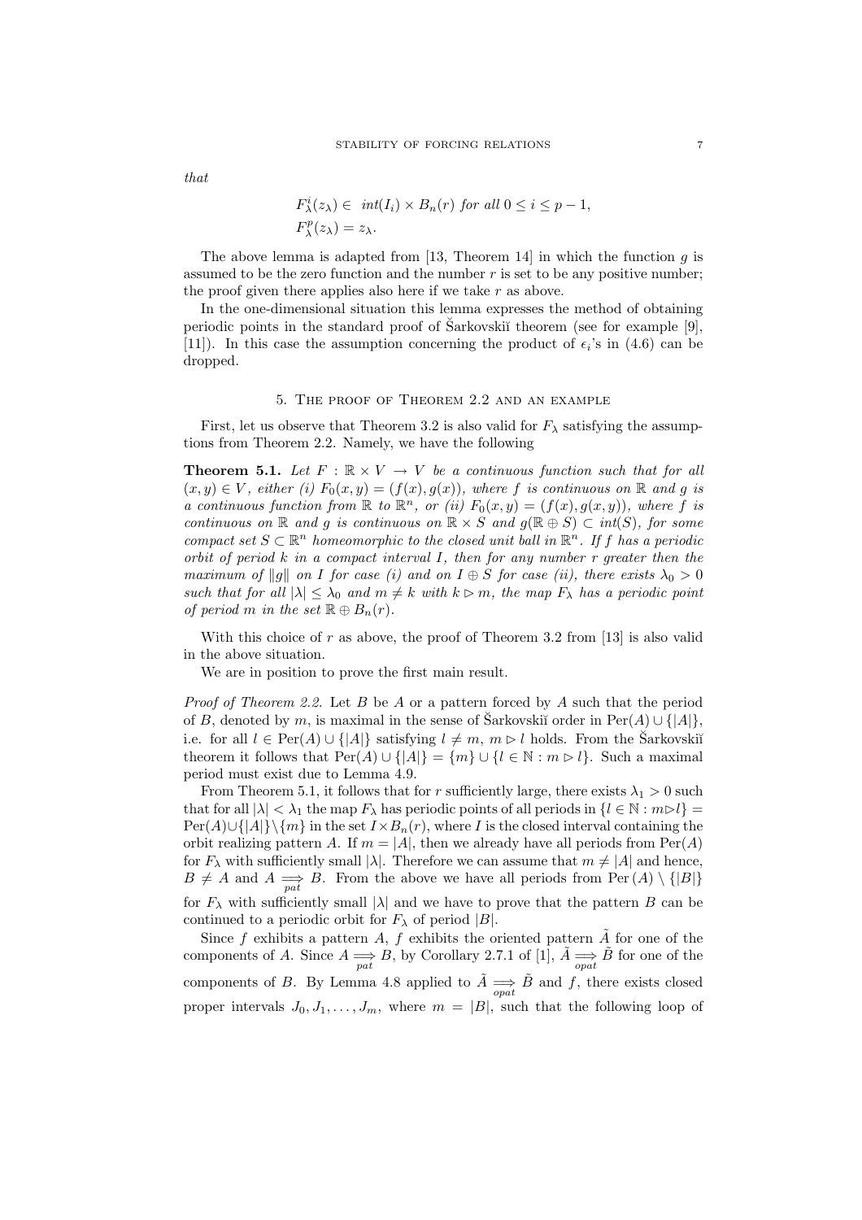that

$$F_\lambda^i(z_\lambda) \in \ int(I_i) \times B_n(r) \text{ for all } 0 \le i \le p-1,$$
$$F_\lambda^p(z_\lambda) = z_\lambda.$$

The above lemma is adapted from [13, Theorem 14] in which the function $g$ is assumed to be the zero function and the number $r$ is set to be any positive number; the proof given there applies also here if we take $r$ as above.

In the one-dimensional situation this lemma expresses the method of obtaining periodic points in the standard proof of Šarkovskiĭ theorem (see for example [9], [11]). In this case the assumption concerning the product of $\epsilon_i$'s in (4.6) can be dropped.

## 5. The proof of Theorem 2.2 and an example

First, let us observe that Theorem 3.2 is also valid for $F_\lambda$ satisfying the assumptions from Theorem 2.2. Namely, we have the following

**Theorem 5.1.** *Let $F : \mathbb{R} \times V \to V$ be a continuous function such that for all $(x, y) \in V$, either (i) $F_0(x, y) = (f(x), g(x))$, where $f$ is continuous on $\mathbb{R}$ and $g$ is a continuous function from $\mathbb{R}$ to $\mathbb{R}^n$, or (ii) $F_0(x, y) = (f(x), g(x, y))$, where $f$ is continuous on $\mathbb{R}$ and $g$ is continuous on $\mathbb{R} \times S$ and $g(\mathbb{R} \oplus S) \subset int(S)$, for some compact set $S \subset \mathbb{R}^n$ homeomorphic to the closed unit ball in $\mathbb{R}^n$. If $f$ has a periodic orbit of period $k$ in a compact interval $I$, then for any number $r$ greater then the maximum of $\|g\|$ on $I$ for case (i) and on $I \oplus S$ for case (ii), there exists $\lambda_0 > 0$ such that for all $|\lambda| \le \lambda_0$ and $m \ne k$ with $k \rhd m$, the map $F_\lambda$ has a periodic point of period $m$ in the set $\mathbb{R} \oplus B_n(r)$.*

With this choice of $r$ as above, the proof of Theorem 3.2 from [13] is also valid in the above situation.

We are in position to prove the first main result.

*Proof of Theorem 2.2.* Let $B$ be $A$ or a pattern forced by $A$ such that the period of $B$, denoted by $m$, is maximal in the sense of Šarkovskiĭ order in $\mathrm{Per}(A) \cup \{|A|\}$, i.e. for all $l \in \mathrm{Per}(A) \cup \{|A|\}$ satisfying $l \ne m$, $m \rhd l$ holds. From the Šarkovskiĭ theorem it follows that $\mathrm{Per}(A) \cup \{|A|\} = \{m\} \cup \{l \in \mathbb{N} : m \rhd l\}$. Such a maximal period must exist due to Lemma 4.9.

From Theorem 5.1, it follows that for $r$ sufficiently large, there exists $\lambda_1 > 0$ such that for all $|\lambda| < \lambda_1$ the map $F_\lambda$ has periodic points of all periods in $\{l \in \mathbb{N} : m \rhd l\} = \mathrm{Per}(A) \cup \{|A|\} \setminus \{m\}$ in the set $I \times B_n(r)$, where $I$ is the closed interval containing the orbit realizing pattern $A$. If $m = |A|$, then we already have all periods from $\mathrm{Per}(A)$ for $F_\lambda$ with sufficiently small $|\lambda|$. Therefore we can assume that $m \ne |A|$ and hence, $B \ne A$ and $A \underset{pat}{\Longrightarrow} B$. From the above we have all periods from $\mathrm{Per}\,(A) \setminus \{|B|\}$ for $F_\lambda$ with sufficiently small $|\lambda|$ and we have to prove that the pattern $B$ can be continued to a periodic orbit for $F_\lambda$ of period $|B|$.

Since $f$ exhibits a pattern $A$, $f$ exhibits the oriented pattern $\tilde{A}$ for one of the components of $A$. Since $A \underset{pat}{\Longrightarrow} B$, by Corollary 2.7.1 of [1], $\tilde{A} \underset{opat}{\Longrightarrow} \tilde{B}$ for one of the components of $B$. By Lemma 4.8 applied to $\tilde{A} \underset{opat}{\Longrightarrow} \tilde{B}$ and $f$, there exists closed proper intervals $J_0, J_1, \ldots, J_m$, where $m = |B|$, such that the following loop of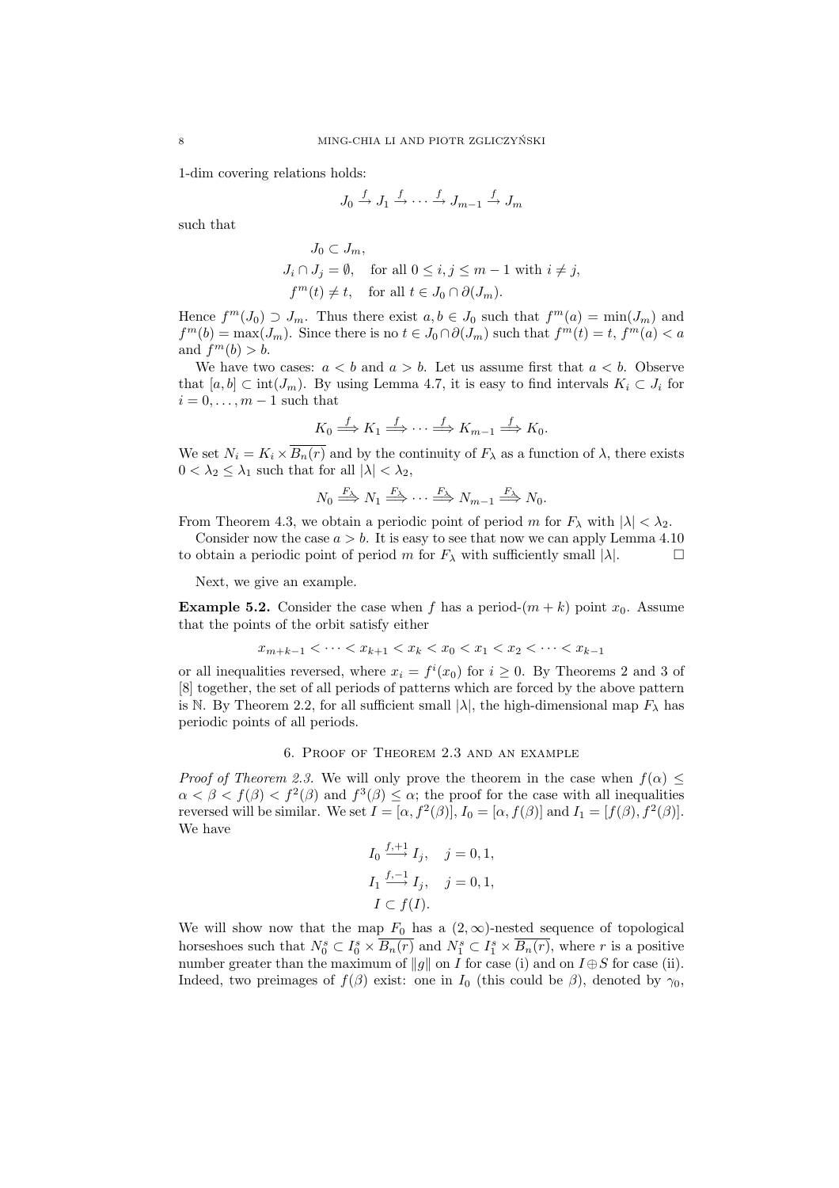1-dim covering relations holds:

$$J_0 \xrightarrow{f} J_1 \xrightarrow{f} \cdots \xrightarrow{f} J_{m-1} \xrightarrow{f} J_m$$

such that

$$\begin{aligned} &J_0 \subset J_m, \\ &J_i \cap J_j = \emptyset, \quad \text{for all } 0 \le i, j \le m-1 \text{ with } i \ne j, \\ &f^m(t) \ne t, \quad \text{for all } t \in J_0 \cap \partial(J_m). \end{aligned}$$

Hence $f^m(J_0) \supset J_m$. Thus there exist $a, b \in J_0$ such that $f^m(a) = \min(J_m)$ and $f^m(b) = \max(J_m)$. Since there is no $t \in J_0 \cap \partial(J_m)$ such that $f^m(t) = t$, $f^m(a) < a$ and $f^m(b) > b$.

We have two cases: $a < b$ and $a > b$. Let us assume first that $a < b$. Observe that $[a, b] \subset \operatorname{int}(J_m)$. By using Lemma 4.7, it is easy to find intervals $K_i \subset J_i$ for $i = 0, \ldots, m-1$ such that

$$K_0 \overset{f}{\Longrightarrow} K_1 \overset{f}{\Longrightarrow} \cdots \overset{f}{\Longrightarrow} K_{m-1} \overset{f}{\Longrightarrow} K_0.$$

We set $N_i = K_i \times \overline{B_n(r)}$ and by the continuity of $F_\lambda$ as a function of $\lambda$, there exists $0 < \lambda_2 \le \lambda_1$ such that for all $|\lambda| < \lambda_2$,

$$N_0 \overset{F_\lambda}{\Longrightarrow} N_1 \overset{F_\lambda}{\Longrightarrow} \cdots \overset{F_\lambda}{\Longrightarrow} N_{m-1} \overset{F_\lambda}{\Longrightarrow} N_0.$$

From Theorem 4.3, we obtain a periodic point of period $m$ for $F_\lambda$ with $|\lambda| < \lambda_2$.

Consider now the case $a > b$. It is easy to see that now we can apply Lemma 4.10 to obtain a periodic point of period $m$ for $F_\lambda$ with sufficiently small $|\lambda|$. $\square$

Next, we give an example.

**Example 5.2.** Consider the case when $f$ has a period-$(m+k)$ point $x_0$. Assume that the points of the orbit satisfy either

$$x_{m+k-1} < \cdots < x_{k+1} < x_k < x_0 < x_1 < x_2 < \cdots < x_{k-1}$$

or all inequalities reversed, where $x_i = f^i(x_0)$ for $i \ge 0$. By Theorems 2 and 3 of [8] together, the set of all periods of patterns which are forced by the above pattern is $\mathbb{N}$. By Theorem 2.2, for all sufficient small $|\lambda|$, the high-dimensional map $F_\lambda$ has periodic points of all periods.

## 6. Proof of Theorem 2.3 and an example

*Proof of Theorem 2.3.* We will only prove the theorem in the case when $f(\alpha) \le \alpha < \beta < f(\beta) < f^2(\beta)$ and $f^3(\beta) \le \alpha$; the proof for the case with all inequalities reversed will be similar. We set $I = [\alpha, f^2(\beta)]$, $I_0 = [\alpha, f(\beta)]$ and $I_1 = [f(\beta), f^2(\beta)]$. We have

$$\begin{aligned} &I_0 \xrightarrow{f,+1} I_j, \quad j = 0, 1, \\ &I_1 \xrightarrow{f,-1} I_j, \quad j = 0, 1, \\ &I \subset f(I). \end{aligned}$$

We will show now that the map $F_0$ has a $(2, \infty)$-nested sequence of topological horseshoes such that $N_0^s \subset I_0^s \times \overline{B_n(r)}$ and $N_1^s \subset I_1^s \times \overline{B_n(r)}$, where $r$ is a positive number greater than the maximum of $\|g\|$ on $I$ for case (i) and on $I \oplus S$ for case (ii). Indeed, two preimages of $f(\beta)$ exist: one in $I_0$ (this could be $\beta$), denoted by $\gamma_0$,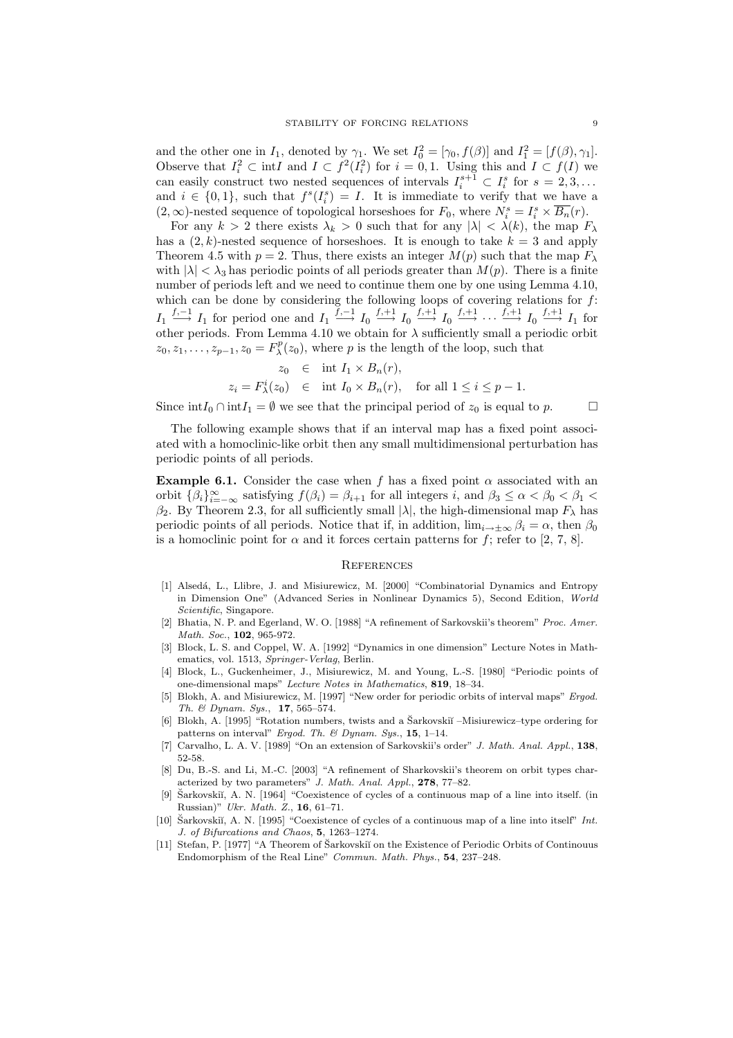and the other one in $I_1$, denoted by $\gamma_1$. We set $I_0^2 = [\gamma_0, f(\beta)]$ and $I_1^2 = [f(\beta), \gamma_1]$. Observe that $I_i^2 \subset \text{int} I$ and $I \subset f^2(I_i^2)$ for $i = 0, 1$. Using this and $I \subset f(I)$ we can easily construct two nested sequences of intervals $I_i^{s+1} \subset I_i^s$ for $s = 2, 3, \ldots$ and $i \in \{0, 1\}$, such that $f^s(I_i^s) = I$. It is immediate to verify that we have a $(2, \infty)$-nested sequence of topological horseshoes for $F_0$, where $N_i^s = I_i^s \times \overline{B_n}(r)$.

For any $k > 2$ there exists $\lambda_k > 0$ such that for any $|\lambda| < \lambda(k)$, the map $F_\lambda$ has a $(2, k)$-nested sequence of horseshoes. It is enough to take $k = 3$ and apply Theorem 4.5 with $p = 2$. Thus, there exists an integer $M(p)$ such that the map $F_\lambda$ with $|\lambda| < \lambda_3$ has periodic points of all periods greater than $M(p)$. There is a finite number of periods left and we need to continue them one by one using Lemma 4.10, which can be done by considering the following loops of covering relations for $f$: $I_1 \overset{f,-1}{\longrightarrow} I_1$ for period one and $I_1 \overset{f,-1}{\longrightarrow} I_0 \overset{f,+1}{\longrightarrow} I_0 \overset{f,+1}{\longrightarrow} I_0 \overset{f,+1}{\longrightarrow} \cdots \overset{f,+1}{\longrightarrow} I_0 \overset{f,+1}{\longrightarrow} I_1$ for other periods. From Lemma 4.10 we obtain for $\lambda$ sufficiently small a periodic orbit $z_0, z_1, \ldots, z_{p-1}, z_0 = F_\lambda^p(z_0)$, where $p$ is the length of the loop, such that

$$
\begin{aligned}
z_0 &\in \text{int } I_1 \times B_n(r), \\
z_i = F_\lambda^i(z_0) &\in \text{int } I_0 \times B_n(r), \quad \text{for all } 1 \le i \le p-1.
\end{aligned}
$$

Since $\text{int} I_0 \cap \text{int} I_1 = \emptyset$ we see that the principal period of $z_0$ is equal to $p$. □

The following example shows that if an interval map has a fixed point associated with a homoclinic-like orbit then any small multidimensional perturbation has periodic points of all periods.

**Example 6.1.** Consider the case when $f$ has a fixed point $\alpha$ associated with an orbit $\{\beta_i\}_{i=-\infty}^{\infty}$ satisfying $f(\beta_i) = \beta_{i+1}$ for all integers $i$, and $\beta_3 \le \alpha < \beta_0 < \beta_1 < \beta_2$. By Theorem 2.3, for all sufficiently small $|\lambda|$, the high-dimensional map $F_\lambda$ has periodic points of all periods. Notice that if, in addition, $\lim_{i \to \pm\infty} \beta_i = \alpha$, then $\beta_0$ is a homoclinic point for $\alpha$ and it forces certain patterns for $f$; refer to [2, 7, 8].

## References

[1] Alsedá, L., Llibre, J. and Misiurewicz, M. [2000] "Combinatorial Dynamics and Entropy in Dimension One" (Advanced Series in Nonlinear Dynamics 5), Second Edition, *World Scientific*, Singapore.

[2] Bhatia, N. P. and Egerland, W. O. [1988] "A refinement of Sarkovskii's theorem" *Proc. Amer. Math. Soc.*, **102**, 965-972.

[3] Block, L. S. and Coppel, W. A. [1992] "Dynamics in one dimension" Lecture Notes in Mathematics, vol. 1513, *Springer-Verlag*, Berlin.

[4] Block, L., Guckenheimer, J., Misiurewicz, M. and Young, L.-S. [1980] "Periodic points of one-dimensional maps" *Lecture Notes in Mathematics*, **819**, 18–34.

[5] Blokh, A. and Misiurewicz, M. [1997] "New order for periodic orbits of interval maps" *Ergod. Th. & Dynam. Sys.*, **17**, 565–574.

[6] Blokh, A. [1995] "Rotation numbers, twists and a Šarkovskiĭ –Misiurewicz–type ordering for patterns on interval" *Ergod. Th. & Dynam. Sys.*, **15**, 1–14.

[7] Carvalho, L. A. V. [1989] "On an extension of Sarkovskii's order" *J. Math. Anal. Appl.*, **138**, 52-58.

[8] Du, B.-S. and Li, M.-C. [2003] "A refinement of Sharkovskii's theorem on orbit types characterized by two parameters" *J. Math. Anal. Appl.*, **278**, 77–82.

[9] Šarkovskiĭ, A. N. [1964] "Coexistence of cycles of a continuous map of a line into itself. (in Russian)" *Ukr. Math. Z.*, **16**, 61–71.

[10] Šarkovskiĭ, A. N. [1995] "Coexistence of cycles of a continuous map of a line into itself" *Int. J. of Bifurcations and Chaos*, **5**, 1263–1274.

[11] Stefan, P. [1977] "A Theorem of Šarkovskiĭ on the Existence of Periodic Orbits of Continouus Endomorphism of the Real Line" *Commun. Math. Phys.*, **54**, 237–248.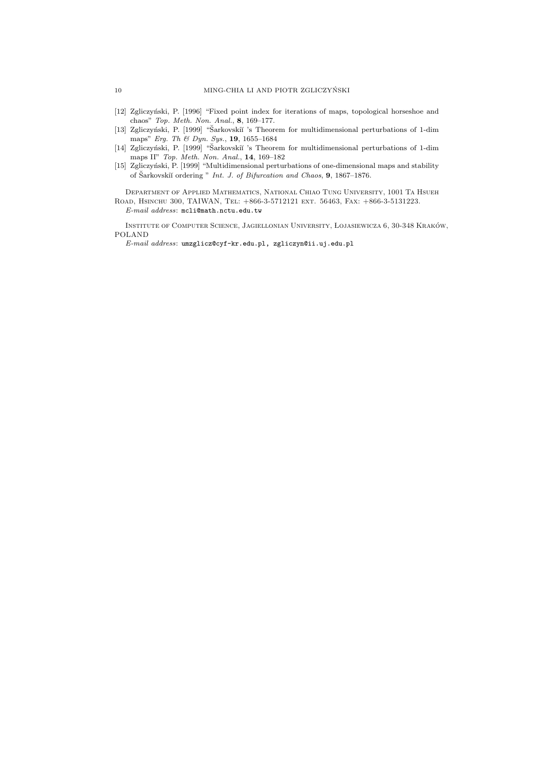[12] Zgliczyński, P. [1996] "Fixed point index for iterations of maps, topological horseshoe and chaos" *Top. Meth. Non. Anal.*, **8**, 169–177.

[13] Zgliczyński, P. [1999] "Šarkovskiĭ 's Theorem for multidimensional perturbations of 1-dim maps" *Erg. Th & Dyn. Sys.*, **19**, 1655–1684

[14] Zgliczyński, P. [1999] "Šarkovskiĭ 's Theorem for multidimensional perturbations of 1-dim maps II" *Top. Meth. Non. Anal.*, **14**, 169–182

[15] Zgliczyński, P. [1999] "Multidimensional perturbations of one-dimensional maps and stability of Šarkovskiĭ ordering " *Int. J. of Bifurcation and Chaos*, **9**, 1867–1876.

Department of Applied Mathematics, National Chiao Tung University, 1001 Ta Hsueh Road, Hsinchu 300, TAIWAN, Tel: +866-3-5712121 ext. 56463, Fax: +866-3-5131223.

*E-mail address*: mcli@math.nctu.edu.tw

Institute of Computer Science, Jagiellonian University, Łojasiewicza 6, 30-348 Kraków, POLAND

*E-mail address*: umzglicz@cyf-kr.edu.pl, zgliczyn@ii.uj.edu.pl